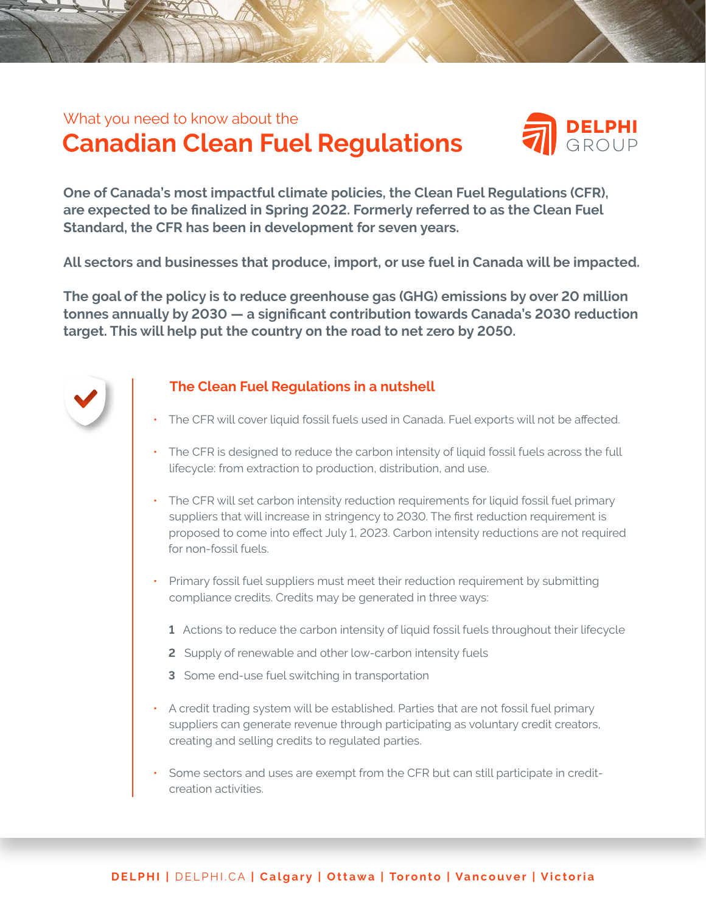What you need to know about the

# Canadian Clean Fuel Regulations

DELPHI GROUP

**One of Canada's most impactful climate policies, the Clean Fuel Regulations (CFR), are expected to be finalized in Spring 2022. Formerly referred to as the Clean Fuel Standard, the CFR has been in development for seven years.**

**All sectors and businesses that produce, import, or use fuel in Canada will be impacted.**

**The goal of the policy is to reduce greenhouse gas (GHG) emissions by over 20 million tonnes annually by 2030 — a significant contribution towards Canada's 2030 reduction target. This will help put the country on the road to net zero by 2050.**

## The Clean Fuel Regulations in a nutshell

- The CFR will cover liquid fossil fuels used in Canada. Fuel exports will not be affected.
- The CFR is designed to reduce the carbon intensity of liquid fossil fuels across the full lifecycle: from extraction to production, distribution, and use.
- The CFR will set carbon intensity reduction requirements for liquid fossil fuel primary suppliers that will increase in stringency to 2030. The first reduction requirement is proposed to come into effect July 1, 2023. Carbon intensity reductions are not required for non-fossil fuels.
- Primary fossil fuel suppliers must meet their reduction requirement by submitting compliance credits. Credits may be generated in three ways:
  1. Actions to reduce the carbon intensity of liquid fossil fuels throughout their lifecycle
  2. Supply of renewable and other low-carbon intensity fuels
  3. Some end-use fuel switching in transportation
- A credit trading system will be established. Parties that are not fossil fuel primary suppliers can generate revenue through participating as voluntary credit creators, creating and selling credits to regulated parties.
- Some sectors and uses are exempt from the CFR but can still participate in credit-creation activities.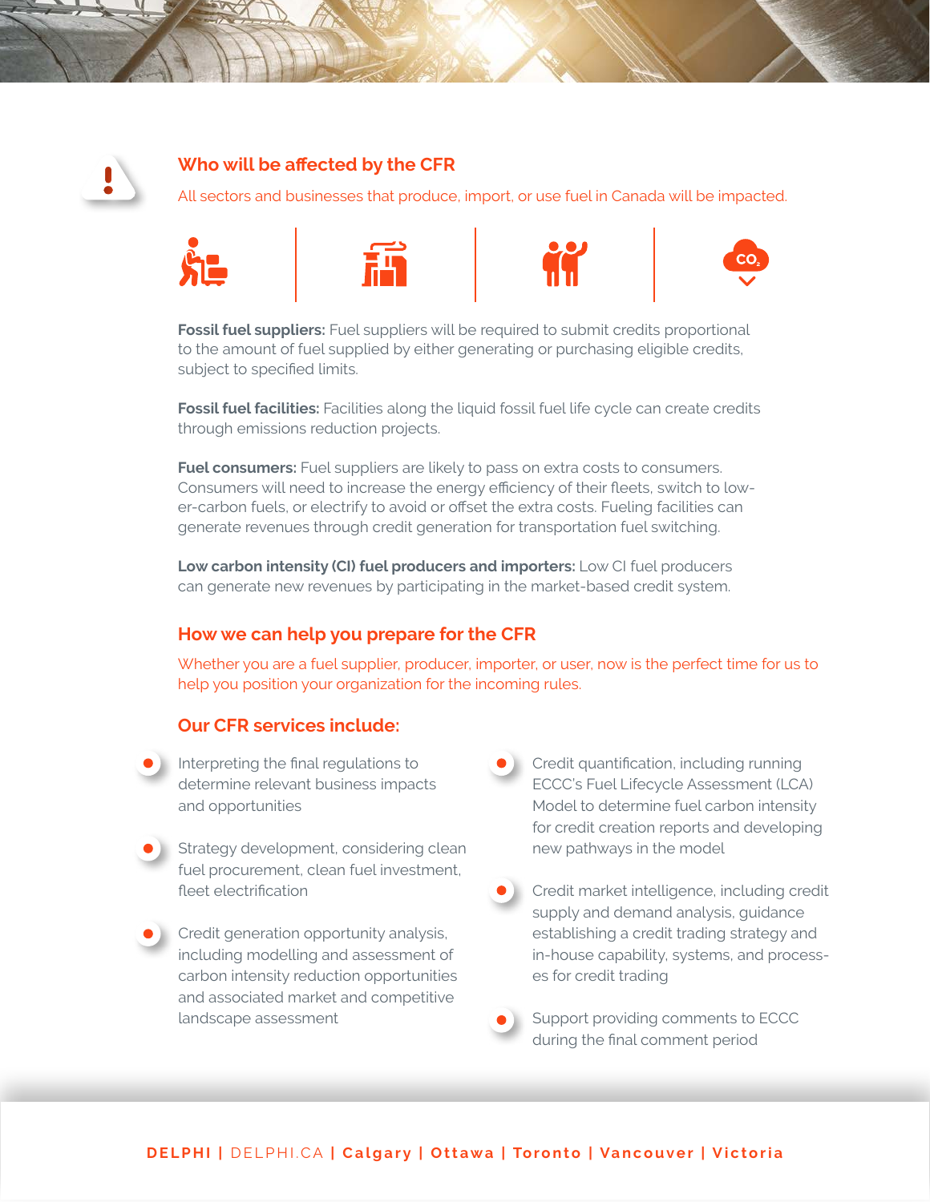## Who will be affected by the CFR

All sectors and businesses that produce, import, or use fuel in Canada will be impacted.

**Fossil fuel suppliers:** Fuel suppliers will be required to submit credits proportional to the amount of fuel supplied by either generating or purchasing eligible credits, subject to specified limits.

**Fossil fuel facilities:** Facilities along the liquid fossil fuel life cycle can create credits through emissions reduction projects.

**Fuel consumers:** Fuel suppliers are likely to pass on extra costs to consumers. Consumers will need to increase the energy efficiency of their fleets, switch to lower-carbon fuels, or electrify to avoid or offset the extra costs. Fueling facilities can generate revenues through credit generation for transportation fuel switching.

**Low carbon intensity (CI) fuel producers and importers:** Low CI fuel producers can generate new revenues by participating in the market-based credit system.

## How we can help you prepare for the CFR

Whether you are a fuel supplier, producer, importer, or user, now is the perfect time for us to help you position your organization for the incoming rules.

### Our CFR services include:

- Interpreting the final regulations to determine relevant business impacts and opportunities
- Strategy development, considering clean fuel procurement, clean fuel investment, fleet electrification
- Credit generation opportunity analysis, including modelling and assessment of carbon intensity reduction opportunities and associated market and competitive landscape assessment
- Credit quantification, including running ECCC's Fuel Lifecycle Assessment (LCA) Model to determine fuel carbon intensity for credit creation reports and developing new pathways in the model
- Credit market intelligence, including credit supply and demand analysis, guidance establishing a credit trading strategy and in-house capability, systems, and processes for credit trading
- Support providing comments to ECCC during the final comment period

**DELPHI** | DELPHI.CA | **Calgary** | **Ottawa** | **Toronto** | **Vancouver** | **Victoria**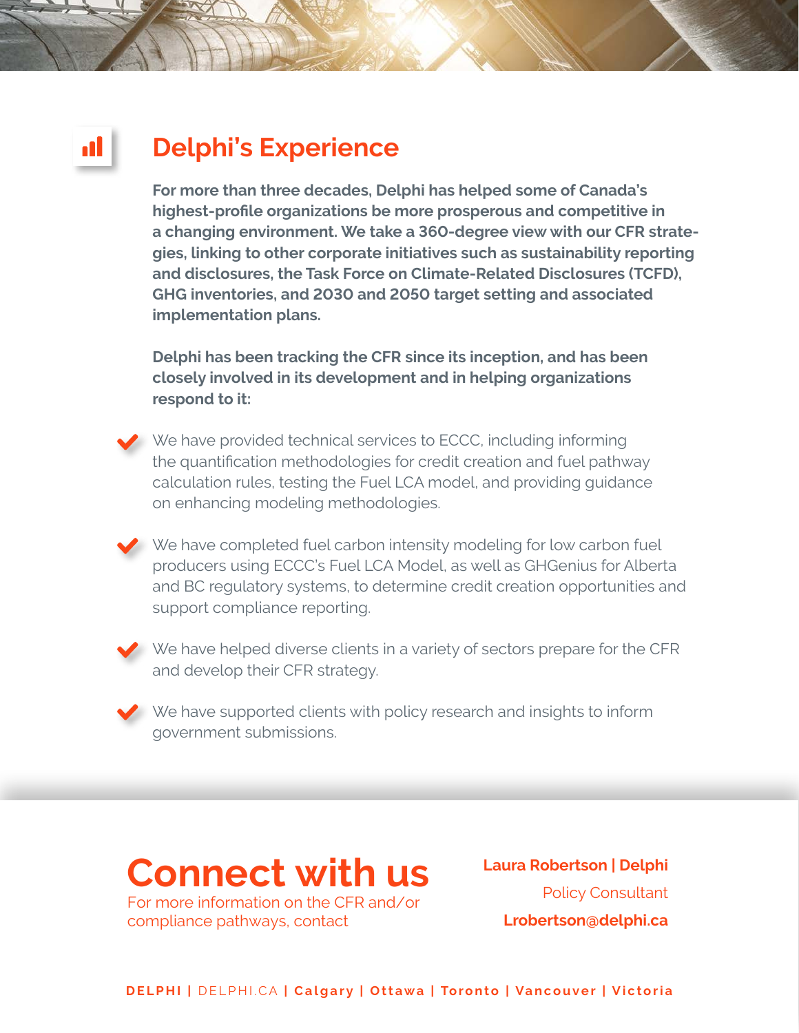## Delphi's Experience

**For more than three decades, Delphi has helped some of Canada's highest-profile organizations be more prosperous and competitive in a changing environment. We take a 360-degree view with our CFR strategies, linking to other corporate initiatives such as sustainability reporting and disclosures, the Task Force on Climate-Related Disclosures (TCFD), GHG inventories, and 2030 and 2050 target setting and associated implementation plans.**

**Delphi has been tracking the CFR since its inception, and has been closely involved in its development and in helping organizations respond to it:**

- We have provided technical services to ECCC, including informing the quantification methodologies for credit creation and fuel pathway calculation rules, testing the Fuel LCA model, and providing guidance on enhancing modeling methodologies.
- We have completed fuel carbon intensity modeling for low carbon fuel producers using ECCC's Fuel LCA Model, as well as GHGenius for Alberta and BC regulatory systems, to determine credit creation opportunities and support compliance reporting.
- We have helped diverse clients in a variety of sectors prepare for the CFR and develop their CFR strategy.
- We have supported clients with policy research and insights to inform government submissions.

# Connect with us

For more information on the CFR and/or compliance pathways, contact

**Laura Robertson | Delphi**
Policy Consultant
**Lrobertson@delphi.ca**

**DELPHI** | DELPHI.CA | **Calgary** | **Ottawa** | **Toronto** | **Vancouver** | **Victoria**